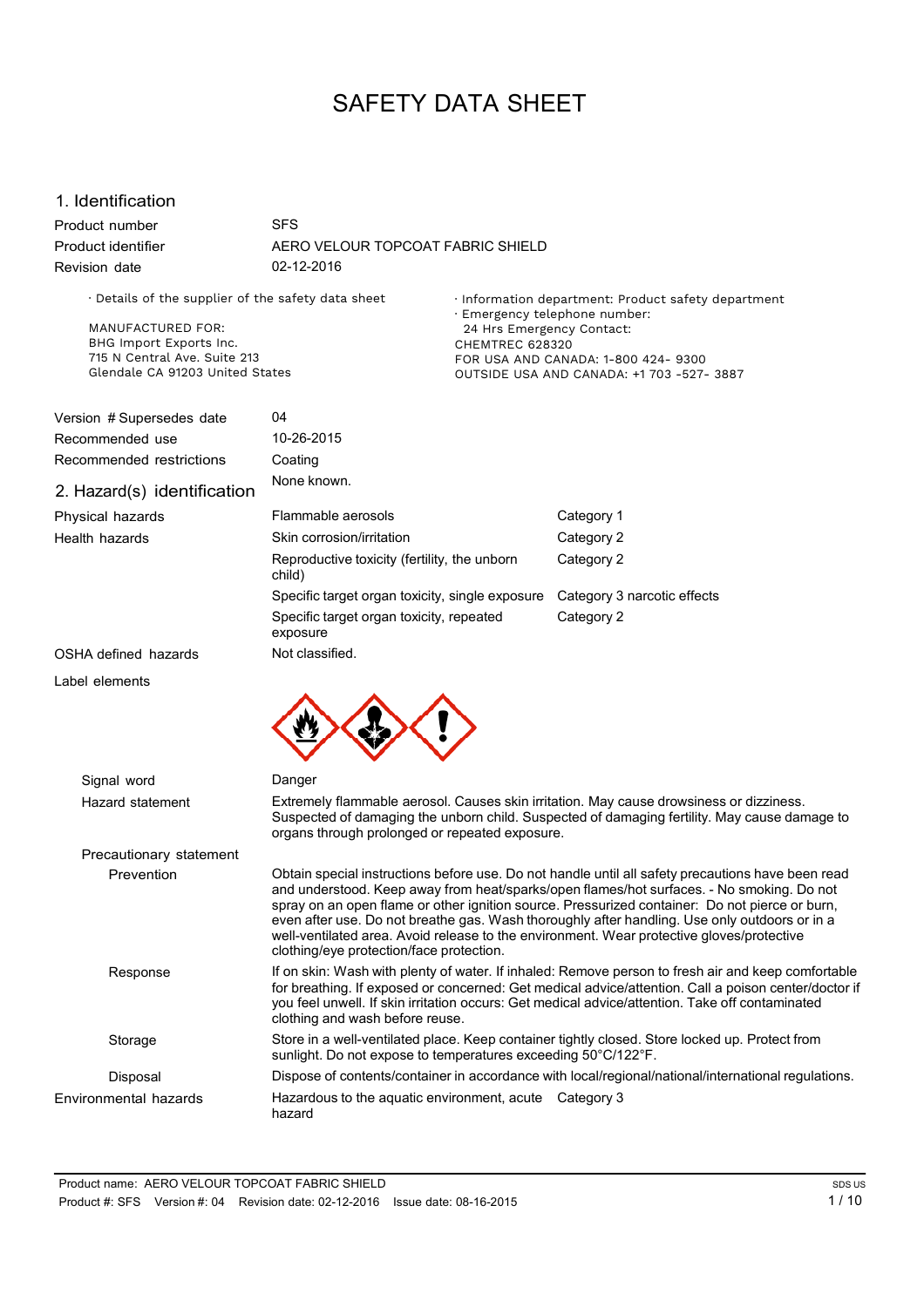# SAFETY DATA SHEET

## 1. Identification

| | |
|---|---|
| Product number | SFS |
| Product identifier | AERO VELOUR TOPCOAT FABRIC SHIELD |
| Revision date | 02-12-2016 |

· Details of the supplier of the safety data sheet

MANUFACTURED FOR:
BHG Import Exports Inc.
715 N Central Ave. Suite 213
Glendale CA 91203 United States

· Information department: Product safety department
· Emergency telephone number:
24 Hrs Emergency Contact:
CHEMTREC 628320
FOR USA AND CANADA: 1-800 424- 9300
OUTSIDE USA AND CANADA: +1 703 -527- 3887

| | |
|---|---|
| Version # Supersedes date | 04 |
| Recommended use | 10-26-2015 |
| Recommended restrictions | Coating |
| | None known. |

## 2. Hazard(s) identification

| | | |
|---|---|---|
| Physical hazards | Flammable aerosols | Category 1 |
| Health hazards | Skin corrosion/irritation | Category 2 |
| | Reproductive toxicity (fertility, the unborn child) | Category 2 |
| | Specific target organ toxicity, single exposure | Category 3 narcotic effects |
| | Specific target organ toxicity, repeated exposure | Category 2 |
| OSHA defined hazards | Not classified. | |

Label elements

**Signal word**: Danger

**Hazard statement**: Extremely flammable aerosol. Causes skin irritation. May cause drowsiness or dizziness. Suspected of damaging the unborn child. Suspected of damaging fertility. May cause damage to organs through prolonged or repeated exposure.

**Precautionary statement**

**Prevention**: Obtain special instructions before use. Do not handle until all safety precautions have been read and understood. Keep away from heat/sparks/open flames/hot surfaces. - No smoking. Do not spray on an open flame or other ignition source. Pressurized container: Do not pierce or burn, even after use. Do not breathe gas. Wash thoroughly after handling. Use only outdoors or in a well-ventilated area. Avoid release to the environment. Wear protective gloves/protective clothing/eye protection/face protection.

**Response**: If on skin: Wash with plenty of water. If inhaled: Remove person to fresh air and keep comfortable for breathing. If exposed or concerned: Get medical advice/attention. Call a poison center/doctor if you feel unwell. If skin irritation occurs: Get medical advice/attention. Take off contaminated clothing and wash before reuse.

**Storage**: Store in a well-ventilated place. Keep container tightly closed. Store locked up. Protect from sunlight. Do not expose to temperatures exceeding 50°C/122°F.

**Disposal**: Dispose of contents/container in accordance with local/regional/national/international regulations.

| | | |
|---|---|---|
| Environmental hazards | Hazardous to the aquatic environment, acute hazard | Category 3 |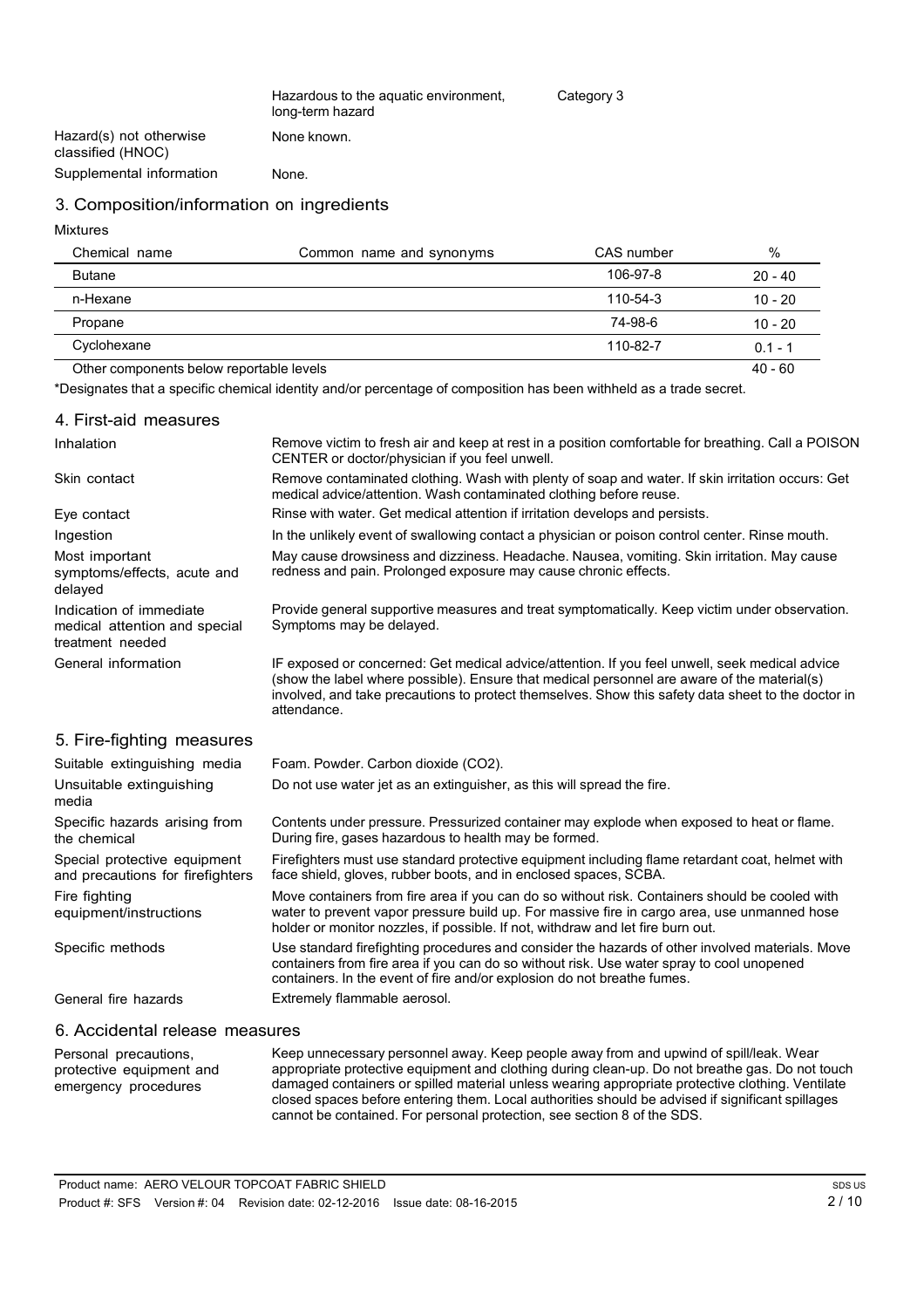| | | |
|---|---|---|
| | Hazardous to the aquatic environment, long-term hazard | Category 3 |
| Hazard(s) not otherwise classified (HNOC) | None known. | |
| Supplemental information | None. | |

## 3. Composition/information on ingredients

Mixtures

| Chemical name | Common name and synonyms | CAS number | % |
|---|---|---|---|
| Butane | | 106-97-8 | 20 - 40 |
| n-Hexane | | 110-54-3 | 10 - 20 |
| Propane | | 74-98-6 | 10 - 20 |
| Cyclohexane | | 110-82-7 | 0.1 - 1 |
| Other components below reportable levels | | | 40 - 60 |

*Designates that a specific chemical identity and/or percentage of composition has been withheld as a trade secret.

## 4. First-aid measures

| | |
|---|---|
| Inhalation | Remove victim to fresh air and keep at rest in a position comfortable for breathing. Call a POISON CENTER or doctor/physician if you feel unwell. |
| Skin contact | Remove contaminated clothing. Wash with plenty of soap and water. If skin irritation occurs: Get medical advice/attention. Wash contaminated clothing before reuse. |
| Eye contact | Rinse with water. Get medical attention if irritation develops and persists. |
| Ingestion | In the unlikely event of swallowing contact a physician or poison control center. Rinse mouth. |
| Most important symptoms/effects, acute and delayed | May cause drowsiness and dizziness. Headache. Nausea, vomiting. Skin irritation. May cause redness and pain. Prolonged exposure may cause chronic effects. |
| Indication of immediate medical attention and special treatment needed | Provide general supportive measures and treat symptomatically. Keep victim under observation. Symptoms may be delayed. |
| General information | IF exposed or concerned: Get medical advice/attention. If you feel unwell, seek medical advice (show the label where possible). Ensure that medical personnel are aware of the material(s) involved, and take precautions to protect themselves. Show this safety data sheet to the doctor in attendance. |

## 5. Fire-fighting measures

| | |
|---|---|
| Suitable extinguishing media | Foam. Powder. Carbon dioxide ($CO_2$). |
| Unsuitable extinguishing media | Do not use water jet as an extinguisher, as this will spread the fire. |
| Specific hazards arising from the chemical | Contents under pressure. Pressurized container may explode when exposed to heat or flame. During fire, gases hazardous to health may be formed. |
| Special protective equipment and precautions for firefighters | Firefighters must use standard protective equipment including flame retardant coat, helmet with face shield, gloves, rubber boots, and in enclosed spaces, SCBA. |
| Fire fighting equipment/instructions | Move containers from fire area if you can do so without risk. Containers should be cooled with water to prevent vapor pressure build up. For massive fire in cargo area, use unmanned hose holder or monitor nozzles, if possible. If not, withdraw and let fire burn out. |
| Specific methods | Use standard firefighting procedures and consider the hazards of other involved materials. Move containers from fire area if you can do so without risk. Use water spray to cool unopened containers. In the event of fire and/or explosion do not breathe fumes. |
| General fire hazards | Extremely flammable aerosol. |

## 6. Accidental release measures

| | |
|---|---|
| Personal precautions, protective equipment and emergency procedures | Keep unnecessary personnel away. Keep people away from and upwind of spill/leak. Wear appropriate protective equipment and clothing during clean-up. Do not breathe gas. Do not touch damaged containers or spilled material unless wearing appropriate protective clothing. Ventilate closed spaces before entering them. Local authorities should be advised if significant spillages cannot be contained. For personal protection, see section 8 of the SDS. |

Product name: AERO VELOUR TOPCOAT FABRIC SHIELD
Product #: SFS Version #: 04 Revision date: 02-12-2016 Issue date: 08-16-2015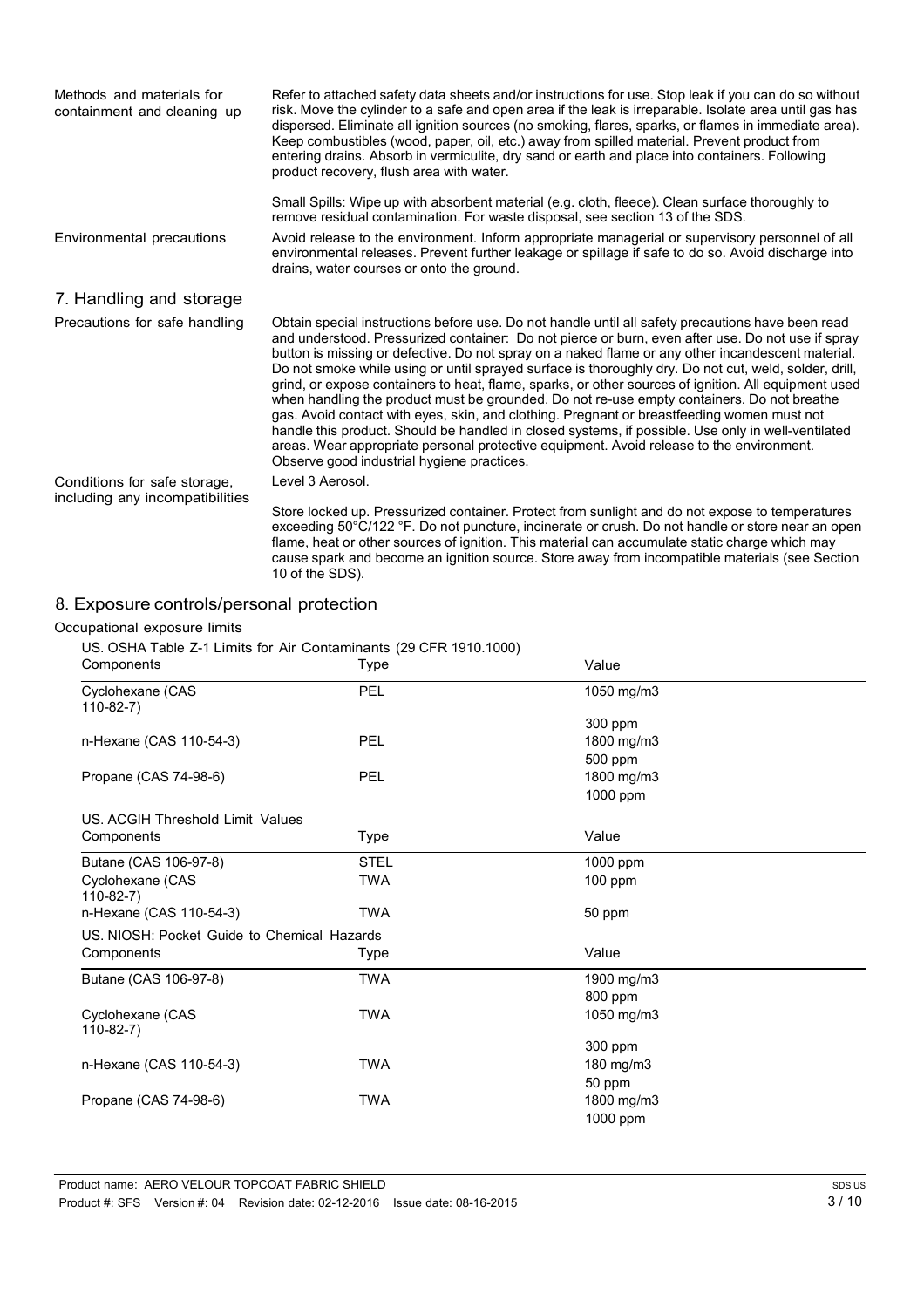| | |
|---|---|
| Methods and materials for containment and cleaning up | Refer to attached safety data sheets and/or instructions for use. Stop leak if you can do so without risk. Move the cylinder to a safe and open area if the leak is irreparable. Isolate area until gas has dispersed. Eliminate all ignition sources (no smoking, flares, sparks, or flames in immediate area). Keep combustibles (wood, paper, oil, etc.) away from spilled material. Prevent product from entering drains. Absorb in vermiculite, dry sand or earth and place into containers. Following product recovery, flush area with water.<br><br>Small Spills: Wipe up with absorbent material (e.g. cloth, fleece). Clean surface thoroughly to remove residual contamination. For waste disposal, see section 13 of the SDS. |
| Environmental precautions | Avoid release to the environment. Inform appropriate managerial or supervisory personnel of all environmental releases. Prevent further leakage or spillage if safe to do so. Avoid discharge into drains, water courses or onto the ground. |

## 7. Handling and storage

| | |
|---|---|
| Precautions for safe handling | Obtain special instructions before use. Do not handle until all safety precautions have been read and understood. Pressurized container: Do not pierce or burn, even after use. Do not use if spray button is missing or defective. Do not spray on a naked flame or any other incandescent material. Do not smoke while using or until sprayed surface is thoroughly dry. Do not cut, weld, solder, drill, grind, or expose containers to heat, flame, sparks, or other sources of ignition. All equipment used when handling the product must be grounded. Do not re-use empty containers. Do not breathe gas. Avoid contact with eyes, skin, and clothing. Pregnant or breastfeeding women must not handle this product. Should be handled in closed systems, if possible. Use only in well-ventilated areas. Wear appropriate personal protective equipment. Avoid release to the environment. Observe good industrial hygiene practices. |
| Conditions for safe storage, including any incompatibilities | Level 3 Aerosol.<br><br>Store locked up. Pressurized container. Protect from sunlight and do not expose to temperatures exceeding 50°C/122 °F. Do not puncture, incinerate or crush. Do not handle or store near an open flame, heat or other sources of ignition. This material can accumulate static charge which may cause spark and become an ignition source. Store away from incompatible materials (see Section 10 of the SDS). |

## 8. Exposure controls/personal protection

Occupational exposure limits

US. OSHA Table Z-1 Limits for Air Contaminants (29 CFR 1910.1000)

| Components | Type | Value |
|---|---|---|
| Cyclohexane (CAS 110-82-7) | PEL | 1050 mg/m3 |
| | | 300 ppm |
| n-Hexane (CAS 110-54-3) | PEL | 1800 mg/m3 |
| | | 500 ppm |
| Propane (CAS 74-98-6) | PEL | 1800 mg/m3 |
| | | 1000 ppm |

US. ACGIH Threshold Limit Values

| Components | Type | Value |
|---|---|---|
| Butane (CAS 106-97-8) | STEL | 1000 ppm |
| Cyclohexane (CAS 110-82-7) | TWA | 100 ppm |
| n-Hexane (CAS 110-54-3) | TWA | 50 ppm |

US. NIOSH: Pocket Guide to Chemical Hazards

| Components | Type | Value |
|---|---|---|
| Butane (CAS 106-97-8) | TWA | 1900 mg/m3 |
| | | 800 ppm |
| Cyclohexane (CAS 110-82-7) | TWA | 1050 mg/m3 |
| | | 300 ppm |
| n-Hexane (CAS 110-54-3) | TWA | 180 mg/m3 |
| | | 50 ppm |
| Propane (CAS 74-98-6) | TWA | 1800 mg/m3 |
| | | 1000 ppm |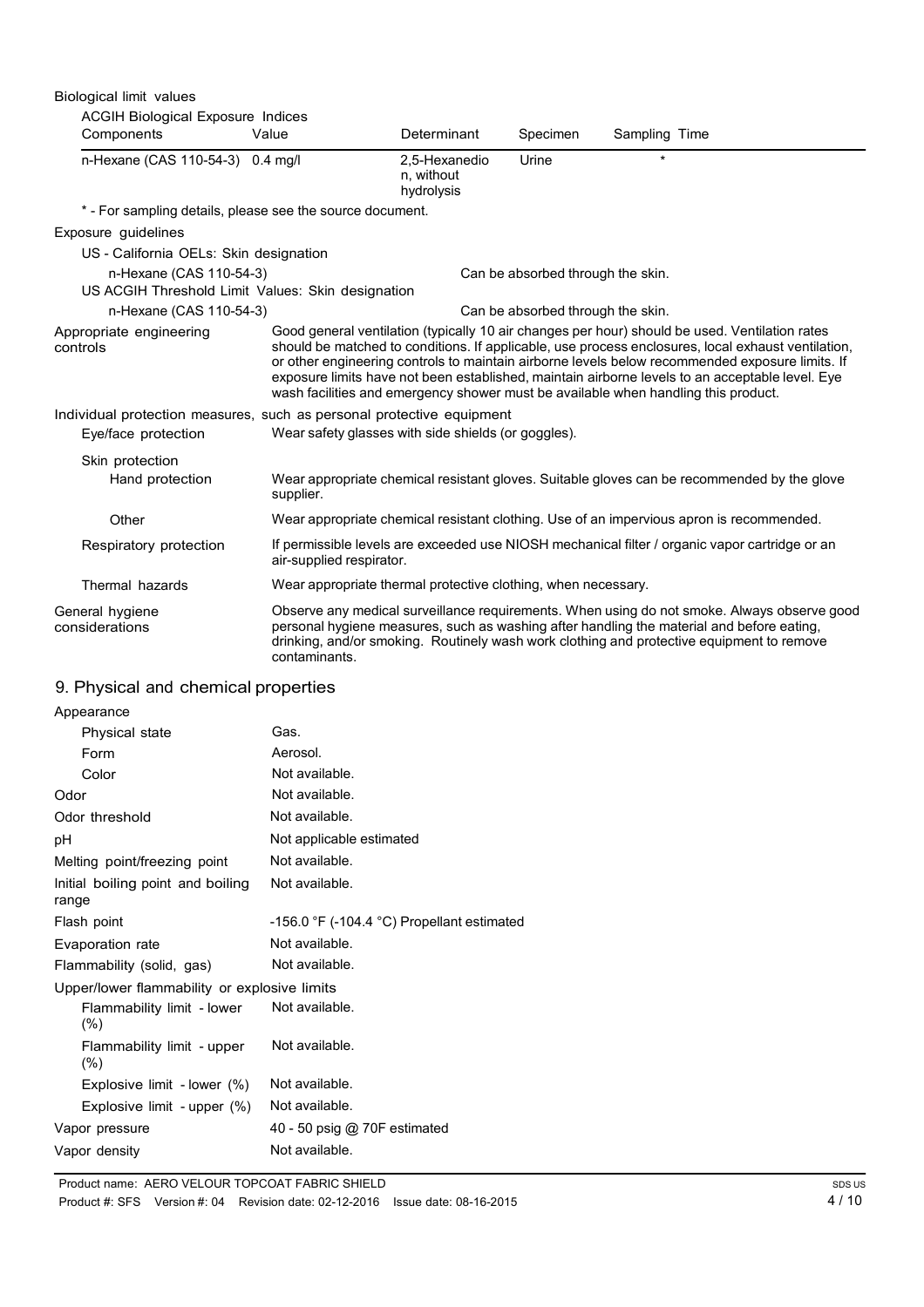Biological limit values

ACGIH Biological Exposure Indices

| Components | Value | Determinant | Specimen | Sampling Time |
| --- | --- | --- | --- | --- |
| n-Hexane (CAS 110-54-3) | 0.4 mg/l | 2,5-Hexanedion, without hydrolysis | Urine | * |

\* - For sampling details, please see the source document.

Exposure guidelines

US - California OELs: Skin designation

| | |
| --- | --- |
| n-Hexane (CAS 110-54-3) | Can be absorbed through the skin. |

US ACGIH Threshold Limit Values: Skin designation

| | |
| --- | --- |
| n-Hexane (CAS 110-54-3) | Can be absorbed through the skin. |

| | |
| --- | --- |
| Appropriate engineering controls | Good general ventilation (typically 10 air changes per hour) should be used. Ventilation rates should be matched to conditions. If applicable, use process enclosures, local exhaust ventilation, or other engineering controls to maintain airborne levels below recommended exposure limits. If exposure limits have not been established, maintain airborne levels to an acceptable level. Eye wash facilities and emergency shower must be available when handling this product. |

Individual protection measures, such as personal protective equipment

| | |
| --- | --- |
| Eye/face protection | Wear safety glasses with side shields (or goggles). |
| Skin protection | |
| Hand protection | Wear appropriate chemical resistant gloves. Suitable gloves can be recommended by the glove supplier. |
| Other | Wear appropriate chemical resistant clothing. Use of an impervious apron is recommended. |
| Respiratory protection | If permissible levels are exceeded use NIOSH mechanical filter / organic vapor cartridge or an air-supplied respirator. |
| Thermal hazards | Wear appropriate thermal protective clothing, when necessary. |
| General hygiene considerations | Observe any medical surveillance requirements. When using do not smoke. Always observe good personal hygiene measures, such as washing after handling the material and before eating, drinking, and/or smoking. Routinely wash work clothing and protective equipment to remove contaminants. |

## 9. Physical and chemical properties

| | |
| --- | --- |
| Appearance | |
| Physical state | Gas. |
| Form | Aerosol. |
| Color | Not available. |
| Odor | Not available. |
| Odor threshold | Not available. |
| pH | Not applicable estimated |
| Melting point/freezing point | Not available. |
| Initial boiling point and boiling range | Not available. |
| Flash point | -156.0 °F (-104.4 °C) Propellant estimated |
| Evaporation rate | Not available. |
| Flammability (solid, gas) | Not available. |
| Upper/lower flammability or explosive limits | |
| Flammability limit - lower (%) | Not available. |
| Flammability limit - upper (%) | Not available. |
| Explosive limit - lower (%) | Not available. |
| Explosive limit - upper (%) | Not available. |
| Vapor pressure | 40 - 50 psig @ 70F estimated |
| Vapor density | Not available. |

Product name: AERO VELOUR TOPCOAT FABRIC SHIELD
Product #: SFS Version #: 04 Revision date: 02-12-2016 Issue date: 08-16-2015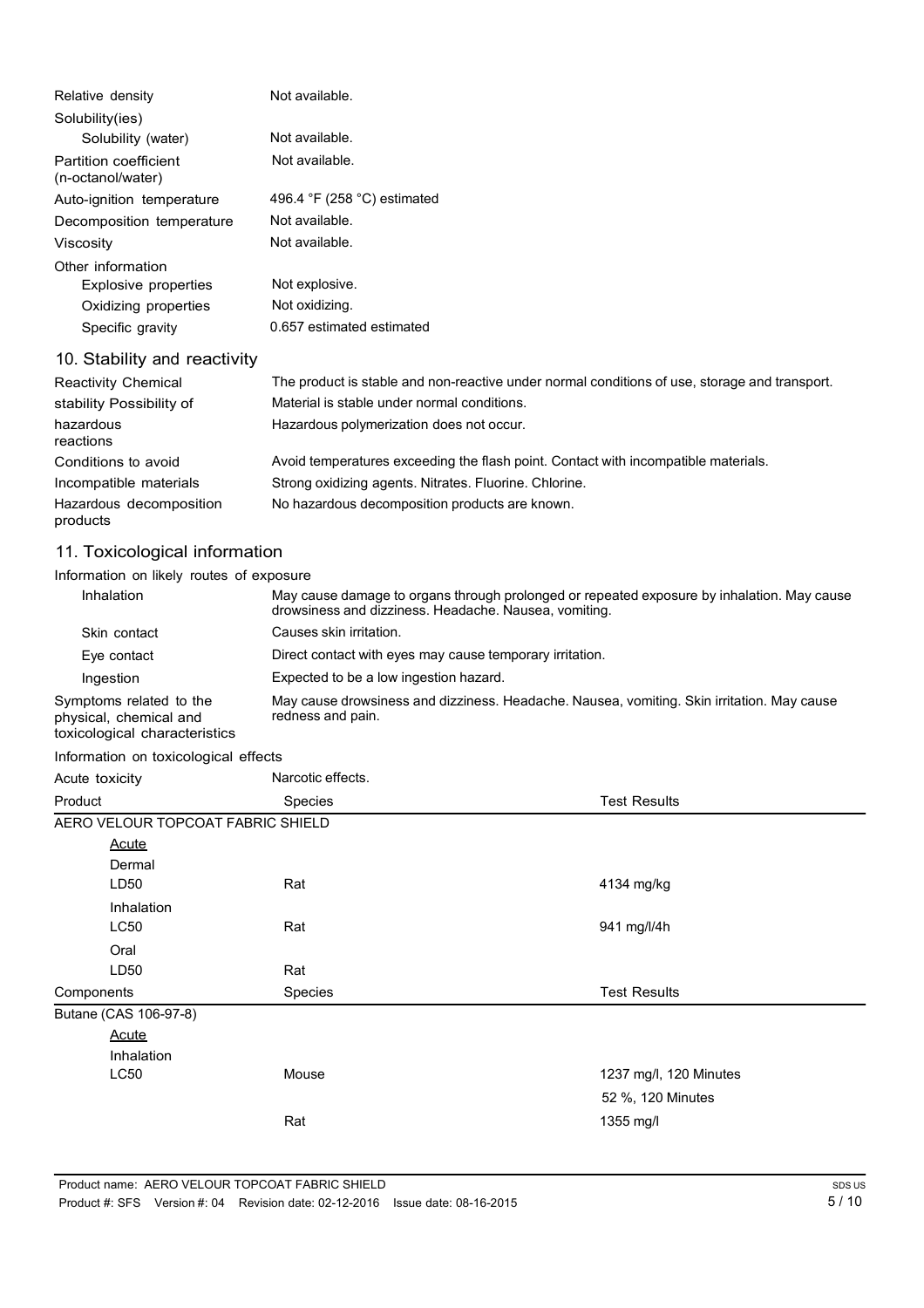| | |
|---|---|
| Relative density | Not available. |
| Solubility(ies) | |
| Solubility (water) | Not available. |
| Partition coefficient (n-octanol/water) | Not available. |
| Auto-ignition temperature | 496.4 °F (258 °C) estimated |
| Decomposition temperature | Not available. |
| Viscosity | Not available. |
| Other information | |
| Explosive properties | Not explosive. |
| Oxidizing properties | Not oxidizing. |
| Specific gravity | 0.657 estimated estimated |

## 10. Stability and reactivity

| | |
|---|---|
| Reactivity Chemical | The product is stable and non-reactive under normal conditions of use, storage and transport. |
| stability Possibility of | Material is stable under normal conditions. |
| hazardous reactions | Hazardous polymerization does not occur. |
| Conditions to avoid | Avoid temperatures exceeding the flash point. Contact with incompatible materials. |
| Incompatible materials | Strong oxidizing agents. Nitrates. Fluorine. Chlorine. |
| Hazardous decomposition products | No hazardous decomposition products are known. |

## 11. Toxicological information

**Information on likely routes of exposure**

| | |
|---|---|
| Inhalation | May cause damage to organs through prolonged or repeated exposure by inhalation. May cause drowsiness and dizziness. Headache. Nausea, vomiting. |
| Skin contact | Causes skin irritation. |
| Eye contact | Direct contact with eyes may cause temporary irritation. |
| Ingestion | Expected to be a low ingestion hazard. |
| Symptoms related to the physical, chemical and toxicological characteristics | May cause drowsiness and dizziness. Headache. Nausea, vomiting. Skin irritation. May cause redness and pain. |

**Information on toxicological effects**

Acute toxicity — Narcotic effects.

| Product | Species | Test Results |
|---|---|---|
| AERO VELOUR TOPCOAT FABRIC SHIELD | | |
| Acute | | |
| Dermal | | |
| LD50 | Rat | 4134 mg/kg |
| Inhalation | | |
| LC50 | Rat | 941 mg/l/4h |
| Oral | | |
| LD50 | Rat | |

| Components | Species | Test Results |
|---|---|---|
| Butane (CAS 106-97-8) | | |
| Acute | | |
| Inhalation | | |
| LC50 | Mouse | 1237 mg/l, 120 Minutes |
| | | 52 %, 120 Minutes |
| | Rat | 1355 mg/l |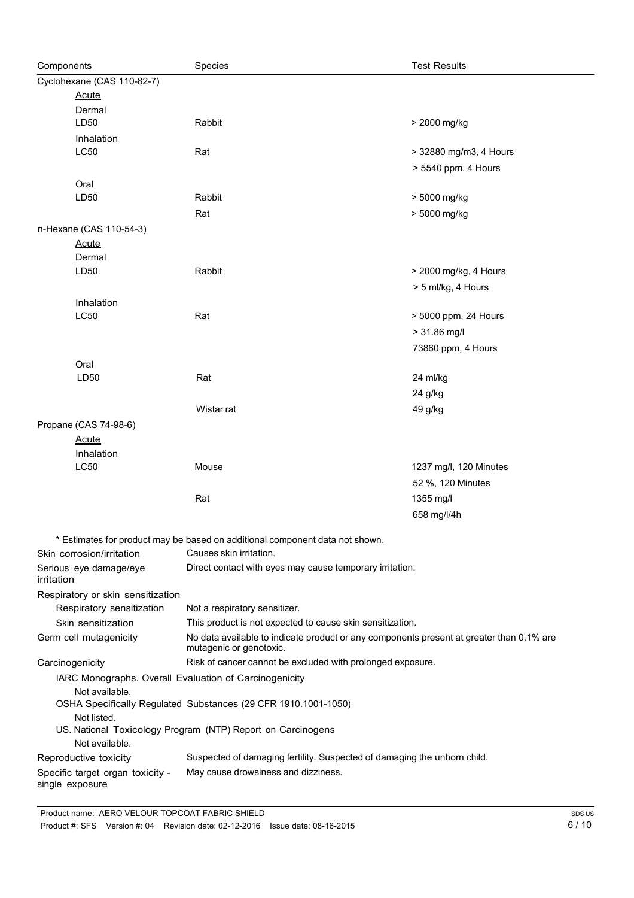| Components | Species | Test Results |
| --- | --- | --- |
| Cyclohexane (CAS 110-82-7) | | |
| Acute | | |
| Dermal | | |
| LD50 | Rabbit | > 2000 mg/kg |
| Inhalation | | |
| LC50 | Rat | > 32880 mg/m3, 4 Hours |
| | | > 5540 ppm, 4 Hours |
| Oral | | |
| LD50 | Rabbit | > 5000 mg/kg |
| | Rat | > 5000 mg/kg |
| n-Hexane (CAS 110-54-3) | | |
| Acute | | |
| Dermal | | |
| LD50 | Rabbit | > 2000 mg/kg, 4 Hours |
| | | > 5 ml/kg, 4 Hours |
| Inhalation | | |
| LC50 | Rat | > 5000 ppm, 24 Hours |
| | | > 31.86 mg/l |
| | | 73860 ppm, 4 Hours |
| Oral | | |
| LD50 | Rat | 24 ml/kg |
| | | 24 g/kg |
| | Wistar rat | 49 g/kg |
| Propane (CAS 74-98-6) | | |
| Acute | | |
| Inhalation | | |
| LC50 | Mouse | 1237 mg/l, 120 Minutes |
| | | 52 %, 120 Minutes |
| | Rat | 1355 mg/l |
| | | 658 mg/l/4h |

* Estimates for product may be based on additional component data not shown.

**Skin corrosion/irritation** Causes skin irritation.

**Serious eye damage/eye irritation** Direct contact with eyes may cause temporary irritation.

**Respiratory or skin sensitization**

**Respiratory sensitization** Not a respiratory sensitizer.

**Skin sensitization** This product is not expected to cause skin sensitization.

**Germ cell mutagenicity** No data available to indicate product or any components present at greater than 0.1% are mutagenic or genotoxic.

**Carcinogenicity** Risk of cancer cannot be excluded with prolonged exposure.

IARC Monographs. Overall Evaluation of Carcinogenicity

Not available.

OSHA Specifically Regulated Substances (29 CFR 1910.1001-1050)

Not listed.

US. National Toxicology Program (NTP) Report on Carcinogens

Not available.

**Reproductive toxicity** Suspected of damaging fertility. Suspected of damaging the unborn child.

**Specific target organ toxicity - single exposure** May cause drowsiness and dizziness.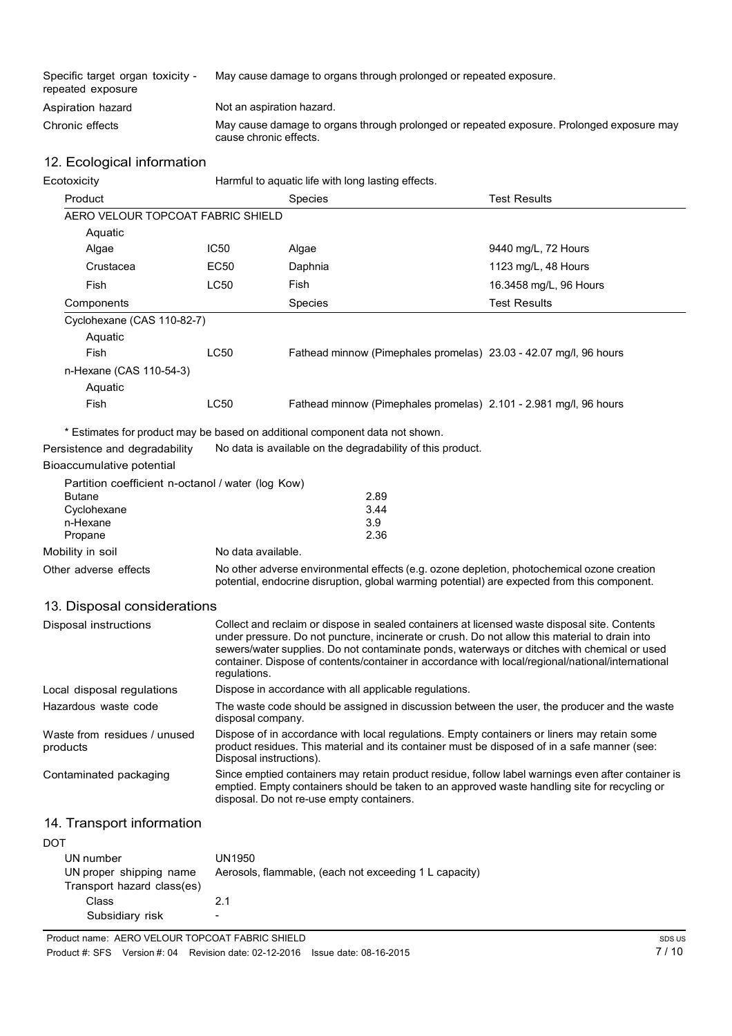| | |
|---|---|
| Specific target organ toxicity - repeated exposure | May cause damage to organs through prolonged or repeated exposure. |
| Aspiration hazard | Not an aspiration hazard. |
| Chronic effects | May cause damage to organs through prolonged or repeated exposure. Prolonged exposure may cause chronic effects. |

## 12. Ecological information

**Ecotoxicity** Harmful to aquatic life with long lasting effects.

| Product | | Species | Test Results |
|---|---|---|---|
| AERO VELOUR TOPCOAT FABRIC SHIELD | | | |
| Aquatic | | | |
| Algae | IC50 | Algae | 9440 mg/L, 72 Hours |
| Crustacea | EC50 | Daphnia | 1123 mg/L, 48 Hours |
| Fish | LC50 | Fish | 16.3458 mg/L, 96 Hours |

| Components | | Species | Test Results |
|---|---|---|---|
| Cyclohexane (CAS 110-82-7) | | | |
| Aquatic | | | |
| Fish | LC50 | Fathead minnow (Pimephales promelas) | 23.03 - 42.07 mg/l, 96 hours |
| n-Hexane (CAS 110-54-3) | | | |
| Aquatic | | | |
| Fish | LC50 | Fathead minnow (Pimephales promelas) | 2.101 - 2.981 mg/l, 96 hours |

* Estimates for product may be based on additional component data not shown.

**Persistence and degradability** No data is available on the degradability of this product.

**Bioaccumulative potential**

Partition coefficient n-octanol / water (log Kow)

| | |
|---|---|
| Butane | 2.89 |
| Cyclohexane | 3.44 |
| n-Hexane | 3.9 |
| Propane | 2.36 |

**Mobility in soil** No data available.

**Other adverse effects** No other adverse environmental effects (e.g. ozone depletion, photochemical ozone creation potential, endocrine disruption, global warming potential) are expected from this component.

## 13. Disposal considerations

| | |
|---|---|
| Disposal instructions | Collect and reclaim or dispose in sealed containers at licensed waste disposal site. Contents under pressure. Do not puncture, incinerate or crush. Do not allow this material to drain into sewers/water supplies. Do not contaminate ponds, waterways or ditches with chemical or used container. Dispose of contents/container in accordance with local/regional/national/international regulations. |
| Local disposal regulations | Dispose in accordance with all applicable regulations. |
| Hazardous waste code | The waste code should be assigned in discussion between the user, the producer and the waste disposal company. |
| Waste from residues / unused products | Dispose of in accordance with local regulations. Empty containers or liners may retain some product residues. This material and its container must be disposed of in a safe manner (see: Disposal instructions). |
| Contaminated packaging | Since emptied containers may retain product residue, follow label warnings even after container is emptied. Empty containers should be taken to an approved waste handling site for recycling or disposal. Do not re-use empty containers. |

## 14. Transport information

**DOT**

| | |
|---|---|
| UN number | UN1950 |
| UN proper shipping name | Aerosols, flammable, (each not exceeding 1 L capacity) |
| Transport hazard class(es) | |
| Class | 2.1 |
| Subsidiary risk | - |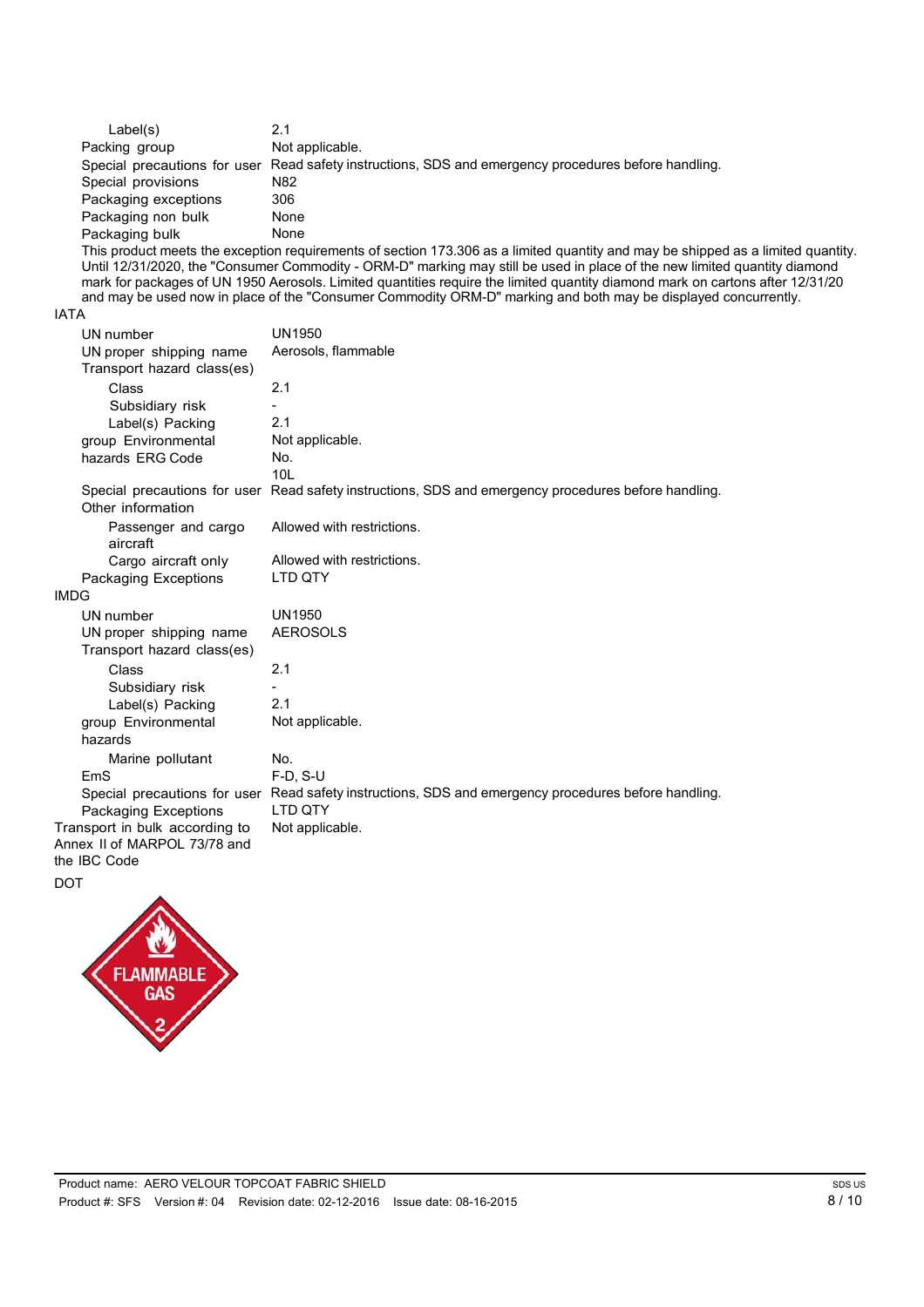| | |
|---|---|
| Label(s) | 2.1 |
| Packing group | Not applicable. |
| Special precautions for user | Read safety instructions, SDS and emergency procedures before handling. |
| Special provisions | N82 |
| Packaging exceptions | 306 |
| Packaging non bulk | None |
| Packaging bulk | None |

This product meets the exception requirements of section 173.306 as a limited quantity and may be shipped as a limited quantity. Until 12/31/2020, the "Consumer Commodity - ORM-D" marking may still be used in place of the new limited quantity diamond mark for packages of UN 1950 Aerosols. Limited quantities require the limited quantity diamond mark on cartons after 12/31/20 and may be used now in place of the "Consumer Commodity ORM-D" marking and both may be displayed concurrently.

**IATA**

| | |
|---|---|
| UN number | UN1950 |
| UN proper shipping name | Aerosols, flammable |
| Transport hazard class(es) | |
| Class | 2.1 |
| Subsidiary risk | - |
| Label(s) | 2.1 |
| Packing group | Not applicable. |
| Environmental hazards | No. |
| ERG Code | 10L |
| Special precautions for user | Read safety instructions, SDS and emergency procedures before handling. |
| Other information | |
| Passenger and cargo aircraft | Allowed with restrictions. |
| Cargo aircraft only | Allowed with restrictions. |
| Packaging Exceptions | LTD QTY |

**IMDG**

| | |
|---|---|
| UN number | UN1950 |
| UN proper shipping name | AEROSOLS |
| Transport hazard class(es) | |
| Class | 2.1 |
| Subsidiary risk | - |
| Label(s) | 2.1 |
| Packing group | Not applicable. |
| Environmental hazards | |
| Marine pollutant | No. |
| EmS | F-D, S-U |
| Special precautions for user | Read safety instructions, SDS and emergency procedures before handling. |
| Packaging Exceptions | LTD QTY |
| Transport in bulk according to Annex II of MARPOL 73/78 and the IBC Code | Not applicable. |

**DOT**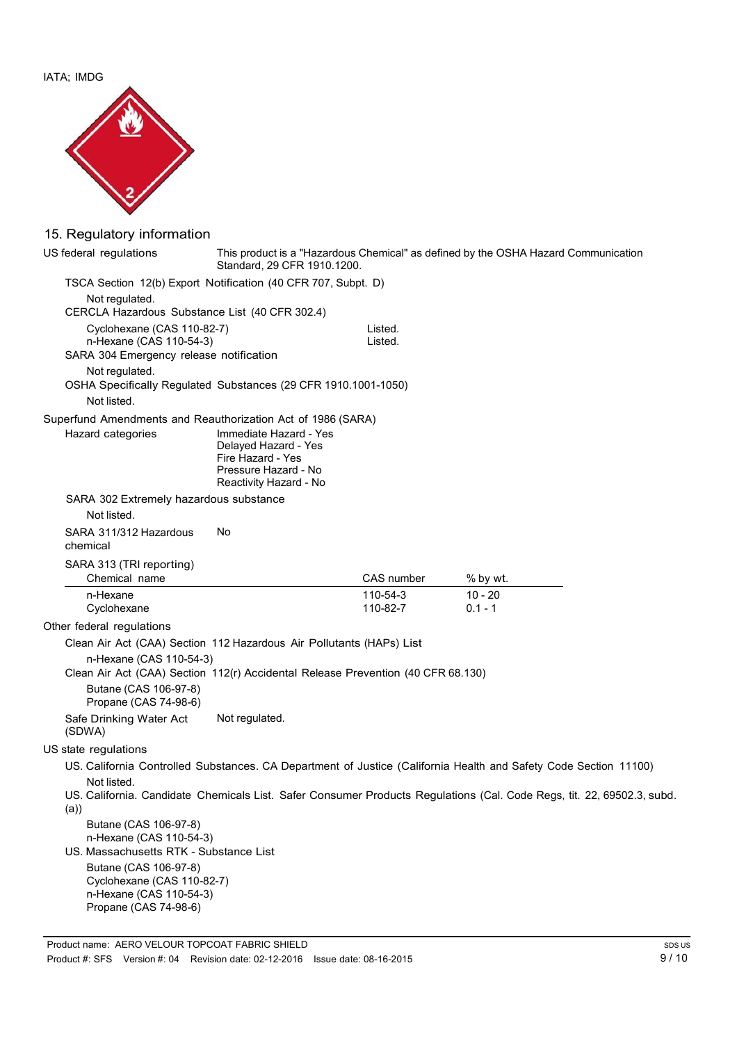IATA; IMDG

## 15. Regulatory information

**US federal regulations**: This product is a "Hazardous Chemical" as defined by the OSHA Hazard Communication Standard, 29 CFR 1910.1200.

**TSCA Section 12(b) Export Notification (40 CFR 707, Subpt. D)**

Not regulated.

**CERCLA Hazardous Substance List (40 CFR 302.4)**

| | |
|---|---|
| Cyclohexane (CAS 110-82-7) | Listed. |
| n-Hexane (CAS 110-54-3) | Listed. |

**SARA 304 Emergency release notification**

Not regulated.

**OSHA Specifically Regulated Substances (29 CFR 1910.1001-1050)**

Not listed.

**Superfund Amendments and Reauthorization Act of 1986 (SARA)**

**Hazard categories**
- Immediate Hazard - Yes
- Delayed Hazard - Yes
- Fire Hazard - Yes
- Pressure Hazard - No
- Reactivity Hazard - No

**SARA 302 Extremely hazardous substance**

Not listed.

**SARA 311/312 Hazardous chemical**: No

**SARA 313 (TRI reporting)**

| Chemical name | CAS number | % by wt. |
|---|---|---|
| n-Hexane | 110-54-3 | 10 - 20 |
| Cyclohexane | 110-82-7 | 0.1 - 1 |

**Other federal regulations**

**Clean Air Act (CAA) Section 112 Hazardous Air Pollutants (HAPs) List**

n-Hexane (CAS 110-54-3)

**Clean Air Act (CAA) Section 112(r) Accidental Release Prevention (40 CFR 68.130)**

Butane (CAS 106-97-8)
Propane (CAS 74-98-6)

**Safe Drinking Water Act (SDWA)**: Not regulated.

**US state regulations**

**US. California Controlled Substances. CA Department of Justice (California Health and Safety Code Section 11100)**

Not listed.

**US. California. Candidate Chemicals List. Safer Consumer Products Regulations (Cal. Code Regs, tit. 22, 69502.3, subd. (a))**

Butane (CAS 106-97-8)
n-Hexane (CAS 110-54-3)

**US. Massachusetts RTK - Substance List**

Butane (CAS 106-97-8)
Cyclohexane (CAS 110-82-7)
n-Hexane (CAS 110-54-3)
Propane (CAS 74-98-6)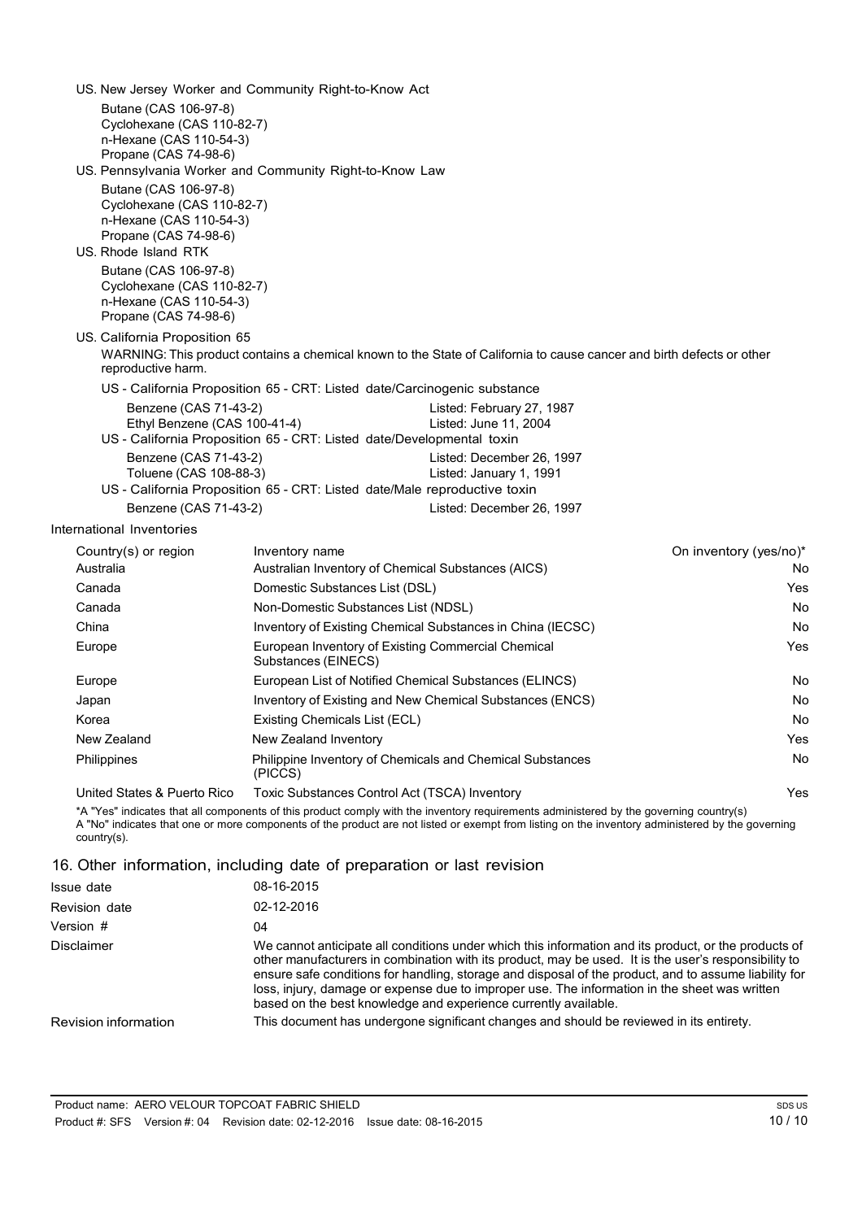US. New Jersey Worker and Community Right-to-Know Act

Butane (CAS 106-97-8)
Cyclohexane (CAS 110-82-7)
n-Hexane (CAS 110-54-3)
Propane (CAS 74-98-6)

US. Pennsylvania Worker and Community Right-to-Know Law

Butane (CAS 106-97-8)
Cyclohexane (CAS 110-82-7)
n-Hexane (CAS 110-54-3)
Propane (CAS 74-98-6)

US. Rhode Island RTK

Butane (CAS 106-97-8)
Cyclohexane (CAS 110-82-7)
n-Hexane (CAS 110-54-3)
Propane (CAS 74-98-6)

US. California Proposition 65

WARNING: This product contains a chemical known to the State of California to cause cancer and birth defects or other reproductive harm.

US - California Proposition 65 - CRT: Listed date/Carcinogenic substance

| | |
|---|---|
| Benzene (CAS 71-43-2) | Listed: February 27, 1987 |
| Ethyl Benzene (CAS 100-41-4) | Listed: June 11, 2004 |

US - California Proposition 65 - CRT: Listed date/Developmental toxin

| | |
|---|---|
| Benzene (CAS 71-43-2) | Listed: December 26, 1997 |
| Toluene (CAS 108-88-3) | Listed: January 1, 1991 |

US - California Proposition 65 - CRT: Listed date/Male reproductive toxin

| | |
|---|---|
| Benzene (CAS 71-43-2) | Listed: December 26, 1997 |

International Inventories

| Country(s) or region | Inventory name | On inventory (yes/no)* |
|---|---|---|
| Australia | Australian Inventory of Chemical Substances (AICS) | No |
| Canada | Domestic Substances List (DSL) | Yes |
| Canada | Non-Domestic Substances List (NDSL) | No |
| China | Inventory of Existing Chemical Substances in China (IECSC) | No |
| Europe | European Inventory of Existing Commercial Chemical Substances (EINECS) | Yes |
| Europe | European List of Notified Chemical Substances (ELINCS) | No |
| Japan | Inventory of Existing and New Chemical Substances (ENCS) | No |
| Korea | Existing Chemicals List (ECL) | No |
| New Zealand | New Zealand Inventory | Yes |
| Philippines | Philippine Inventory of Chemicals and Chemical Substances (PICCS) | No |
| United States & Puerto Rico | Toxic Substances Control Act (TSCA) Inventory | Yes |

*A "Yes" indicates that all components of this product comply with the inventory requirements administered by the governing country(s)
A "No" indicates that one or more components of the product are not listed or exempt from listing on the inventory administered by the governing country(s).

## 16. Other information, including date of preparation or last revision

| | |
|---|---|
| Issue date | 08-16-2015 |
| Revision date | 02-12-2016 |
| Version # | 04 |
| Disclaimer | We cannot anticipate all conditions under which this information and its product, or the products of other manufacturers in combination with its product, may be used. It is the user's responsibility to ensure safe conditions for handling, storage and disposal of the product, and to assume liability for loss, injury, damage or expense due to improper use. The information in the sheet was written based on the best knowledge and experience currently available. |
| Revision information | This document has undergone significant changes and should be reviewed in its entirety. |